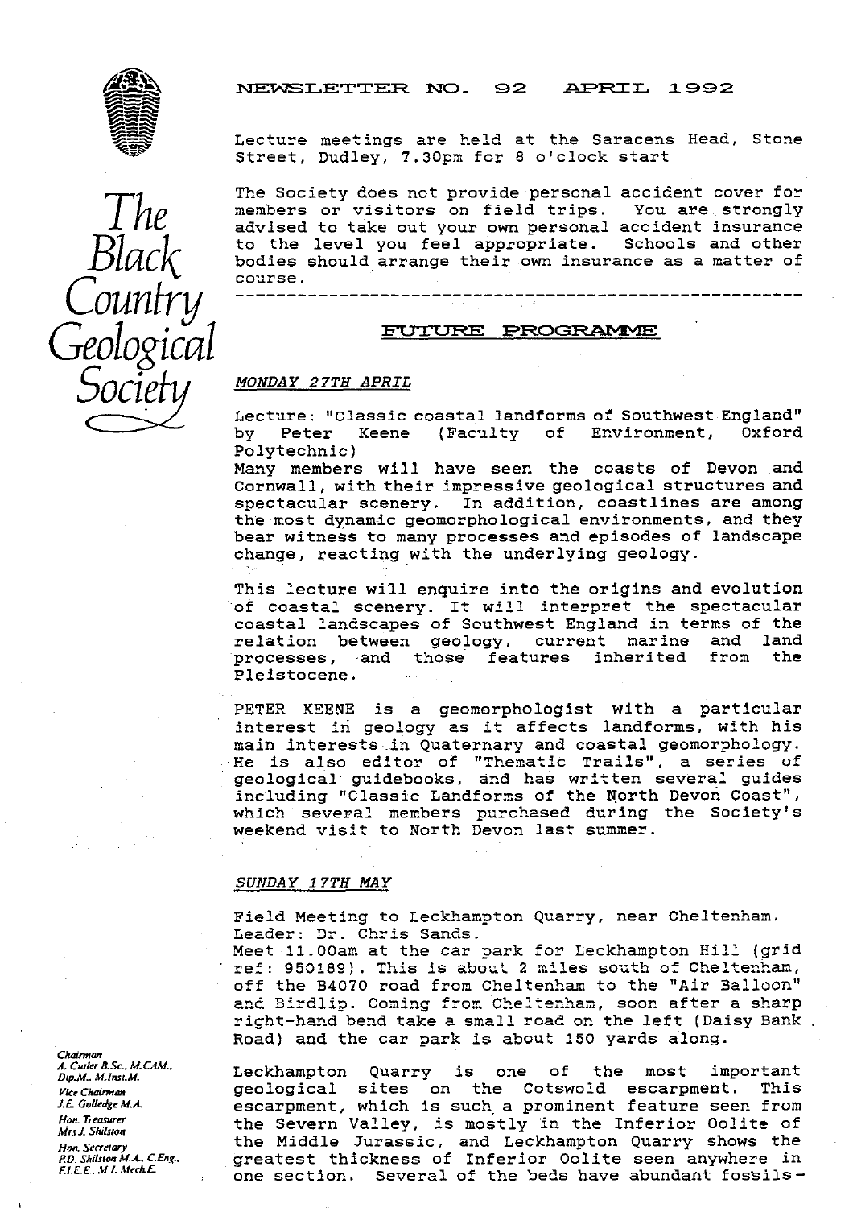# The Black Country Geological Society

## NEWSLETTER NO. 92 APRIL 1992

Lecture meetings are held at the Saracens Head, Stone Street, Dudley, 7.30pm for 8 o'clock start

The Society does not provide personal accident cover for members or visitors on field trips. You are strongly advised to take out your own personal accident insurance to the level you feel appropriate. Schools and other bodies should arrange their own insurance as a matter of course.

---

## FUTURE PROGRAMME

### *MONDAY 27TH APRIL*

Lecture: "Classic coastal landforms of Southwest England" by Peter Keene (Faculty of Environment, Oxford Polytechnic)

Many members will have seen the coasts of Devon and Cornwall, with their impressive geological structures and spectacular scenery. In addition, coastlines are among the most dynamic geomorphological environments, and they bear witness to many processes and episodes of landscape change, reacting with the underlying geology.

This lecture will enquire into the origins and evolution of coastal scenery. It will interpret the spectacular coastal landscapes of Southwest England in terms of the relation between geology, current marine and land processes, and those features inherited from the Pleistocene.

PETER KEENE is a geomorphologist with a particular interest in geology as it affects landforms, with his main interests in Quaternary and coastal geomorphology. He is also editor of "Thematic Trails", a series of geological guidebooks, and has written several guides including "Classic Landforms of the North Devon Coast", which several members purchased during the Society's weekend visit to North Devon last summer.

### *SUNDAY 17TH MAY*

Field Meeting to Leckhampton Quarry, near Cheltenham.
Leader: Dr. Chris Sands.
Meet 11.00am at the car park for Leckhampton Hill (grid ref: 950189). This is about 2 miles south of Cheltenham, off the B4070 road from Cheltenham to the "Air Balloon" and Birdlip. Coming from Cheltenham, soon after a sharp right-hand bend take a small road on the left (Daisy Bank Road) and the car park is about 150 yards along.

Leckhampton Quarry is one of the most important geological sites on the Cotswold escarpment. This escarpment, which is such a prominent feature seen from the Severn Valley, is mostly in the Inferior Oolite of the Middle Jurassic, and Leckhampton Quarry shows the greatest thickness of Inferior Oolite seen anywhere in one section. Several of the beds have abundant fossils-

*Chairman*
A. Cutler B.Sc., M.CAM., Dip.M., M.Inst.M.
*Vice Chairman*
J.E. Golledge M.A.
*Hon. Treasurer*
Mrs J. Shilston
*Hon. Secretary*
P.D. Shilston M.A., C.Eng., F.I.E.E., M.I. Mech.E.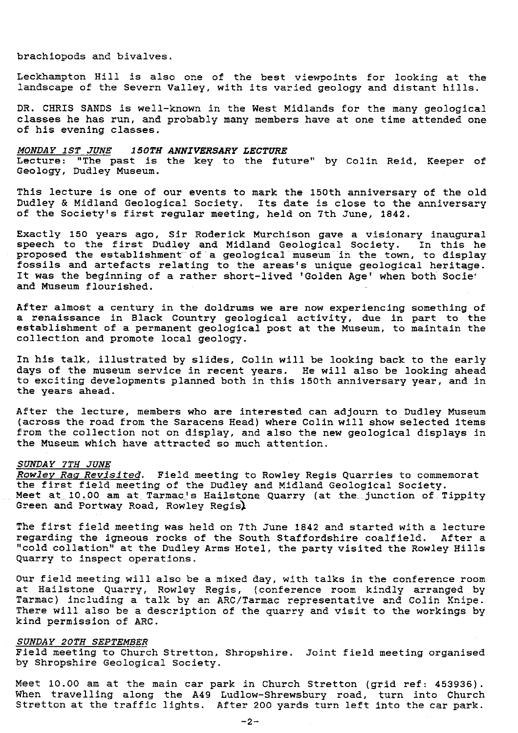brachiopods and bivalves.

Leckhampton Hill is also one of the best viewpoints for looking at the landscape of the Severn Valley, with its varied geology and distant hills.

DR. CHRIS SANDS is well-known in the West Midlands for the many geological classes he has run, and probably many members have at one time attended one of his evening classes.

*MONDAY 1ST JUNE* *150TH ANNIVERSARY LECTURE*
Lecture: "The past is the key to the future" by Colin Reid, Keeper of Geology, Dudley Museum.

This lecture is one of our events to mark the 150th anniversary of the old Dudley & Midland Geological Society. Its date is close to the anniversary of the Society's first regular meeting, held on 7th June, 1842.

Exactly 150 years ago, Sir Roderick Murchison gave a visionary inaugural speech to the first Dudley and Midland Geological Society. In this he proposed the establishment of a geological museum in the town, to display fossils and artefacts relating to the areas's unique geological heritage. It was the beginning of a rather short-lived 'Golden Age' when both Socie and Museum flourished.

After almost a century in the doldrums we are now experiencing something of a renaissance in Black Country geological activity, due in part to the establishment of a permanent geological post at the Museum, to maintain the collection and promote local geology.

In his talk, illustrated by slides, Colin will be looking back to the early days of the museum service in recent years. He will also be looking ahead to exciting developments planned both in this 150th anniversary year, and in the years ahead.

After the lecture, members who are interested can adjourn to Dudley Museum (across the road from the Saracens Head) where Colin will show selected items from the collection not on display, and also the new geological displays in the Museum which have attracted so much attention.

*SUNDAY 7TH JUNE*
*Rowley Rag Revisited*. Field meeting to Rowley Regis Quarries to commemorat the first field meeting of the Dudley and Midland Geological Society.
Meet at 10.00 am at Tarmac's Hailstone Quarry (at the junction of Tippity Green and Portway Road, Rowley Regis)

The first field meeting was held on 7th June 1842 and started with a lecture regarding the igneous rocks of the South Staffordshire coalfield. After a "cold collation" at the Dudley Arms Hotel, the party visited the Rowley Hills Quarry to inspect operations.

Our field meeting will also be a mixed day, with talks in the conference room at Hailstone Quarry, Rowley Regis, (conference room kindly arranged by Tarmac) including a talk by an ARC/Tarmac representative and Colin Knipe. There will also be a description of the quarry and visit to the workings by kind permission of ARC.

*SUNDAY 20TH SEPTEMBER*
Field meeting to Church Stretton, Shropshire. Joint field meeting organised by Shropshire Geological Society.

Meet 10.00 am at the main car park in Church Stretton (grid ref: 453936). When travelling along the A49 Ludlow-Shrewsbury road, turn into Church Stretton at the traffic lights. After 200 yards turn left into the car park.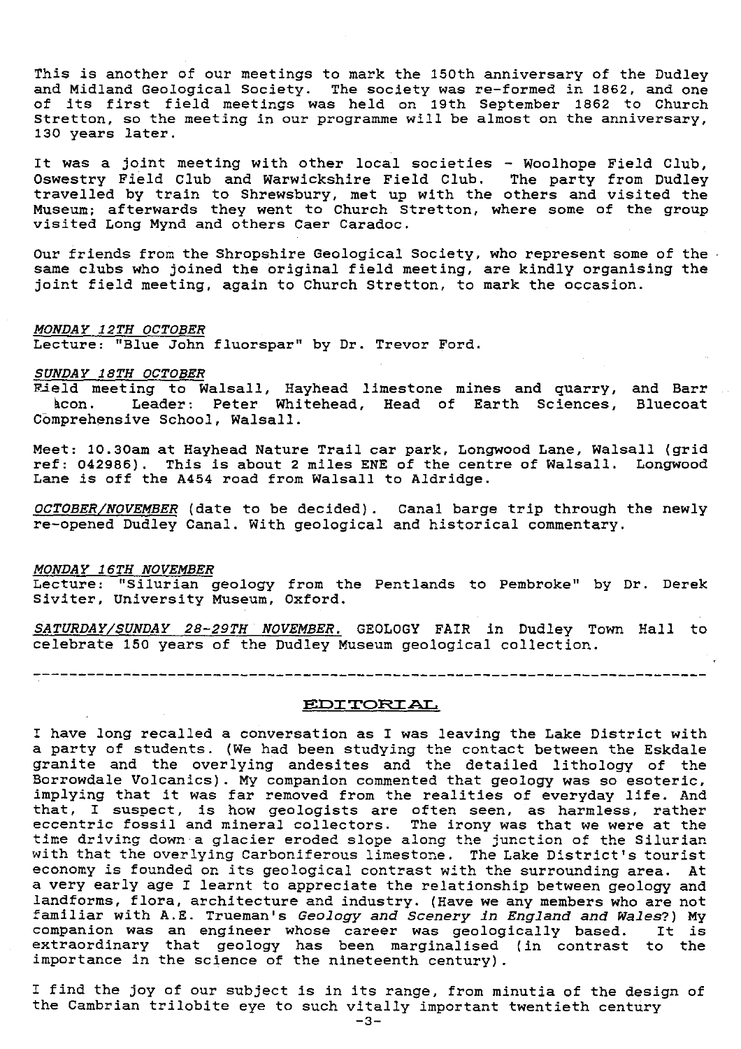This is another of our meetings to mark the 150th anniversary of the Dudley and Midland Geological Society. The society was re-formed in 1862, and one of its first field meetings was held on 19th September 1862 to Church Stretton, so the meeting in our programme will be almost on the anniversary, 130 years later.

It was a joint meeting with other local societies - Woolhope Field Club, Oswestry Field Club and Warwickshire Field Club. The party from Dudley travelled by train to Shrewsbury, met up with the others and visited the Museum; afterwards they went to Church Stretton, where some of the group visited Long Mynd and others Caer Caradoc.

Our friends from the Shropshire Geological Society, who represent some of the same clubs who joined the original field meeting, are kindly organising the joint field meeting, again to Church Stretton, to mark the occasion.

*MONDAY 12TH OCTOBER*
Lecture: "Blue John fluorspar" by Dr. Trevor Ford.

*SUNDAY 18TH OCTOBER*
Field meeting to Walsall, Hayhead limestone mines and quarry, and Barr Beacon. Leader: Peter Whitehead, Head of Earth Sciences, Bluecoat Comprehensive School, Walsall.

Meet: 10.30am at Hayhead Nature Trail car park, Longwood Lane, Walsall (grid ref: 042986). This is about 2 miles ENE of the centre of Walsall. Longwood Lane is off the A454 road from Walsall to Aldridge.

*OCTOBER/NOVEMBER* (date to be decided). Canal barge trip through the newly re-opened Dudley Canal. With geological and historical commentary.

*MONDAY 16TH NOVEMBER*
Lecture: "Silurian geology from the Pentlands to Pembroke" by Dr. Derek Siviter, University Museum, Oxford.

*SATURDAY/SUNDAY 28-29TH NOVEMBER.* GEOLOGY FAIR in Dudley Town Hall to celebrate 150 years of the Dudley Museum geological collection.

---

## EDITORIAL

I have long recalled a conversation as I was leaving the Lake District with a party of students. (We had been studying the contact between the Eskdale granite and the overlying andesites and the detailed lithology of the Borrowdale Volcanics). My companion commented that geology was so esoteric, implying that it was far removed from the realities of everyday life. And that, I suspect, is how geologists are often seen, as harmless, rather eccentric fossil and mineral collectors. The irony was that we were at the time driving down a glacier eroded slope along the junction of the Silurian with that the overlying Carboniferous limestone. The Lake District's tourist economy is founded on its geological contrast with the surrounding area. At a very early age I learnt to appreciate the relationship between geology and landforms, flora, architecture and industry. (Have we any members who are not familiar with A.E. Trueman's *Geology and Scenery in England and Wales*?) My companion was an engineer whose career was geologically based. It is extraordinary that geology has been marginalised (in contrast to the importance in the science of the nineteenth century).

I find the joy of our subject is in its range, from minutia of the design of the Cambrian trilobite eye to such vitally important twentieth century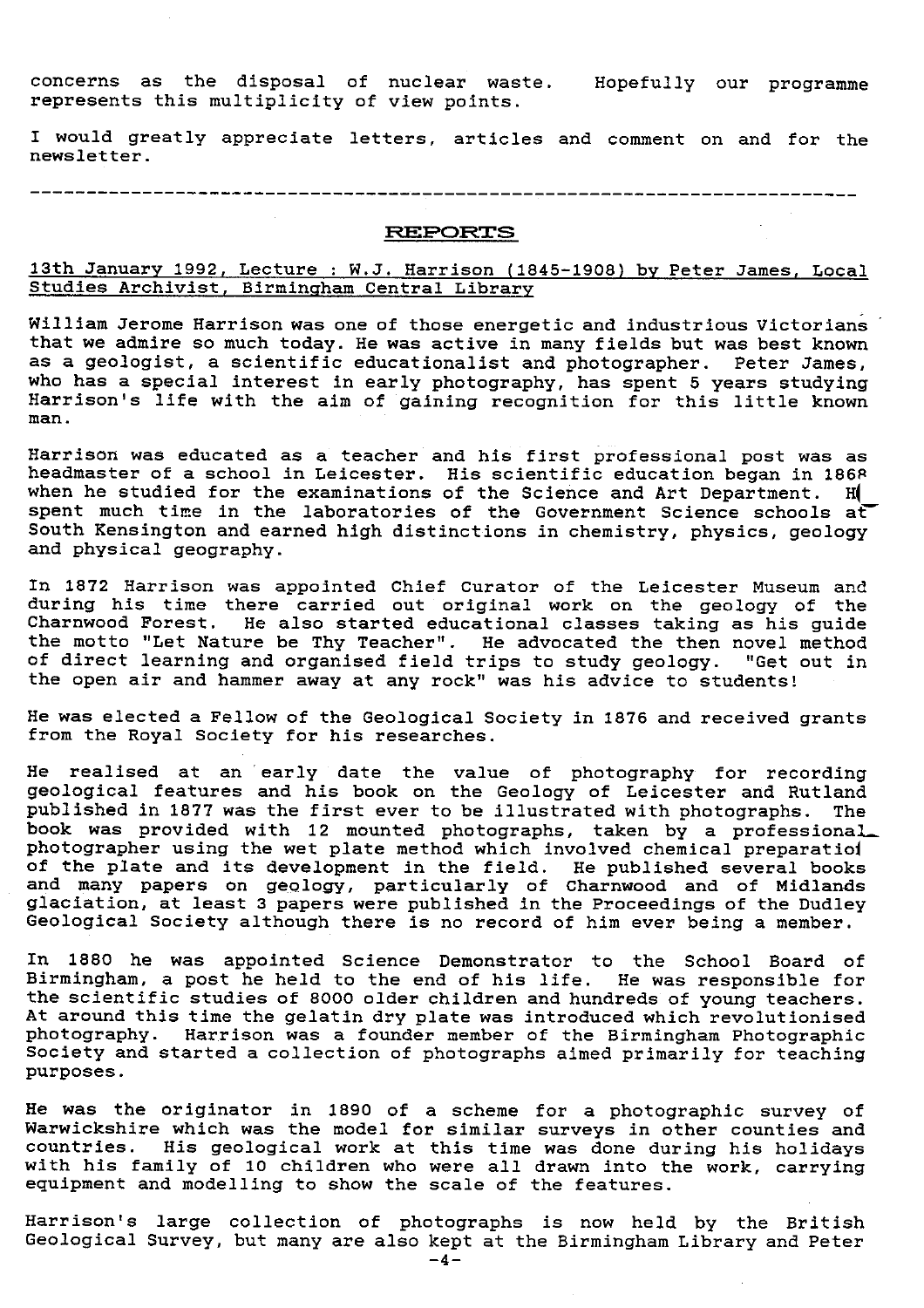concerns as the disposal of nuclear waste. Hopefully our programme represents this multiplicity of view points.

I would greatly appreciate letters, articles and comment on and for the newsletter.

---

## REPORTS

13th January 1992, Lecture : W.J. Harrison (1845-1908) by Peter James, Local Studies Archivist, Birmingham Central Library

William Jerome Harrison was one of those energetic and industrious Victorians that we admire so much today. He was active in many fields but was best known as a geologist, a scientific educationalist and photographer. Peter James, who has a special interest in early photography, has spent 5 years studying Harrison's life with the aim of gaining recognition for this little known man.

Harrison was educated as a teacher and his first professional post was as headmaster of a school in Leicester. His scientific education began in 1868 when he studied for the examinations of the Science and Art Department. He spent much time in the laboratories of the Government Science schools at South Kensington and earned high distinctions in chemistry, physics, geology and physical geography.

In 1872 Harrison was appointed Chief Curator of the Leicester Museum and during his time there carried out original work on the geology of the Charnwood Forest. He also started educational classes taking as his guide the motto "Let Nature be Thy Teacher". He advocated the then novel method of direct learning and organised field trips to study geology. "Get out in the open air and hammer away at any rock" was his advice to students!

He was elected a Fellow of the Geological Society in 1876 and received grants from the Royal Society for his researches.

He realised at an early date the value of photography for recording geological features and his book on the Geology of Leicester and Rutland published in 1877 was the first ever to be illustrated with photographs. The book was provided with 12 mounted photographs, taken by a professional photographer using the wet plate method which involved chemical preparation of the plate and its development in the field. He published several books and many papers on geology, particularly of Charnwood and of Midlands glaciation, at least 3 papers were published in the Proceedings of the Dudley Geological Society although there is no record of him ever being a member.

In 1880 he was appointed Science Demonstrator to the School Board of Birmingham, a post he held to the end of his life. He was responsible for the scientific studies of 8000 older children and hundreds of young teachers. At around this time the gelatin dry plate was introduced which revolutionised photography. Harrison was a founder member of the Birmingham Photographic Society and started a collection of photographs aimed primarily for teaching purposes.

He was the originator in 1890 of a scheme for a photographic survey of Warwickshire which was the model for similar surveys in other counties and countries. His geological work at this time was done during his holidays with his family of 10 children who were all drawn into the work, carrying equipment and modelling to show the scale of the features.

Harrison's large collection of photographs is now held by the British Geological Survey, but many are also kept at the Birmingham Library and Peter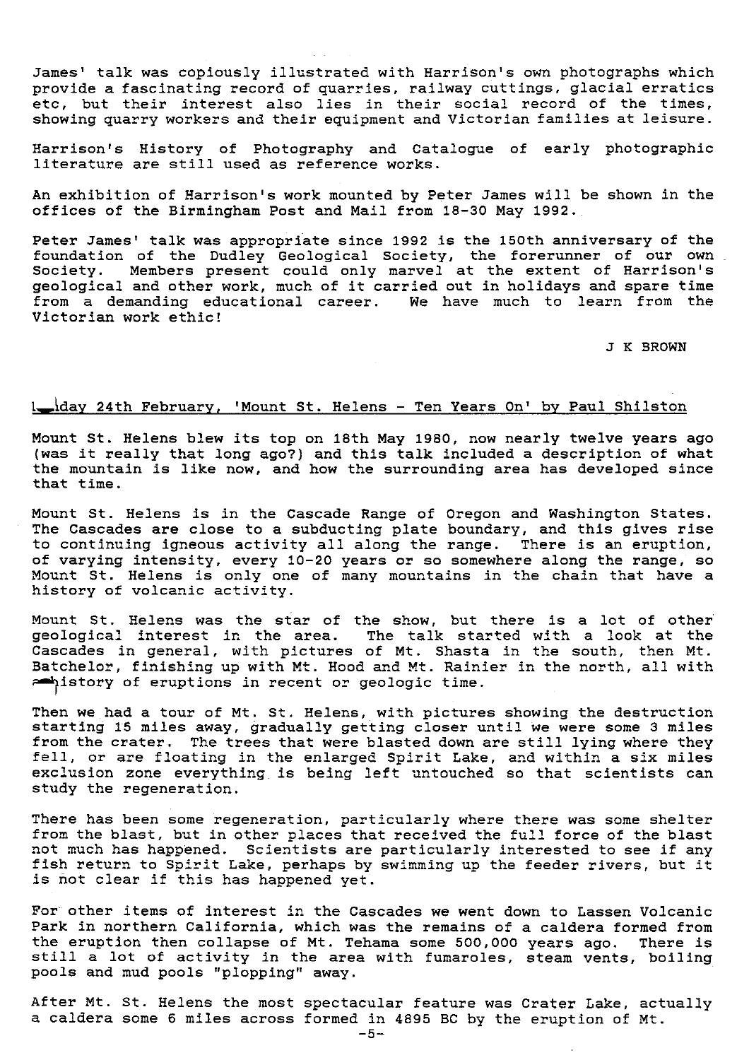James' talk was copiously illustrated with Harrison's own photographs which provide a fascinating record of quarries, railway cuttings, glacial erratics etc, but their interest also lies in their social record of the times, showing quarry workers and their equipment and Victorian families at leisure.

Harrison's History of Photography and Catalogue of early photographic literature are still used as reference works.

An exhibition of Harrison's work mounted by Peter James will be shown in the offices of the Birmingham Post and Mail from 18-30 May 1992.

Peter James' talk was appropriate since 1992 is the 150th anniversary of the foundation of the Dudley Geological Society, the forerunner of our own Society. Members present could only marvel at the extent of Harrison's geological and other work, much of it carried out in holidays and spare time from a demanding educational career. We have much to learn from the Victorian work ethic!

J K BROWN

## Monday 24th February, 'Mount St. Helens - Ten Years On' by Paul Shilston

Mount St. Helens blew its top on 18th May 1980, now nearly twelve years ago (was it really that long ago?) and this talk included a description of what the mountain is like now, and how the surrounding area has developed since that time.

Mount St. Helens is in the Cascade Range of Oregon and Washington States. The Cascades are close to a subducting plate boundary, and this gives rise to continuing igneous activity all along the range. There is an eruption, of varying intensity, every 10-20 years or so somewhere along the range, so Mount St. Helens is only one of many mountains in the chain that have a history of volcanic activity.

Mount St. Helens was the star of the show, but there is a lot of other geological interest in the area. The talk started with a look at the Cascades in general, with pictures of Mt. Shasta in the south, then Mt. Batchelor, finishing up with Mt. Hood and Mt. Rainier in the north, all with a history of eruptions in recent or geologic time.

Then we had a tour of Mt. St. Helens, with pictures showing the destruction starting 15 miles away, gradually getting closer until we were some 3 miles from the crater. The trees that were blasted down are still lying where they fell, or are floating in the enlarged Spirit Lake, and within a six miles exclusion zone everything is being left untouched so that scientists can study the regeneration.

There has been some regeneration, particularly where there was some shelter from the blast, but in other places that received the full force of the blast not much has happened. Scientists are particularly interested to see if any fish return to Spirit Lake, perhaps by swimming up the feeder rivers, but it is not clear if this has happened yet.

For other items of interest in the Cascades we went down to Lassen Volcanic Park in northern California, which was the remains of a caldera formed from the eruption then collapse of Mt. Tehama some 500,000 years ago. There is still a lot of activity in the area with fumaroles, steam vents, boiling pools and mud pools "plopping" away.

After Mt. St. Helens the most spectacular feature was Crater Lake, actually a caldera some 6 miles across formed in 4895 BC by the eruption of Mt.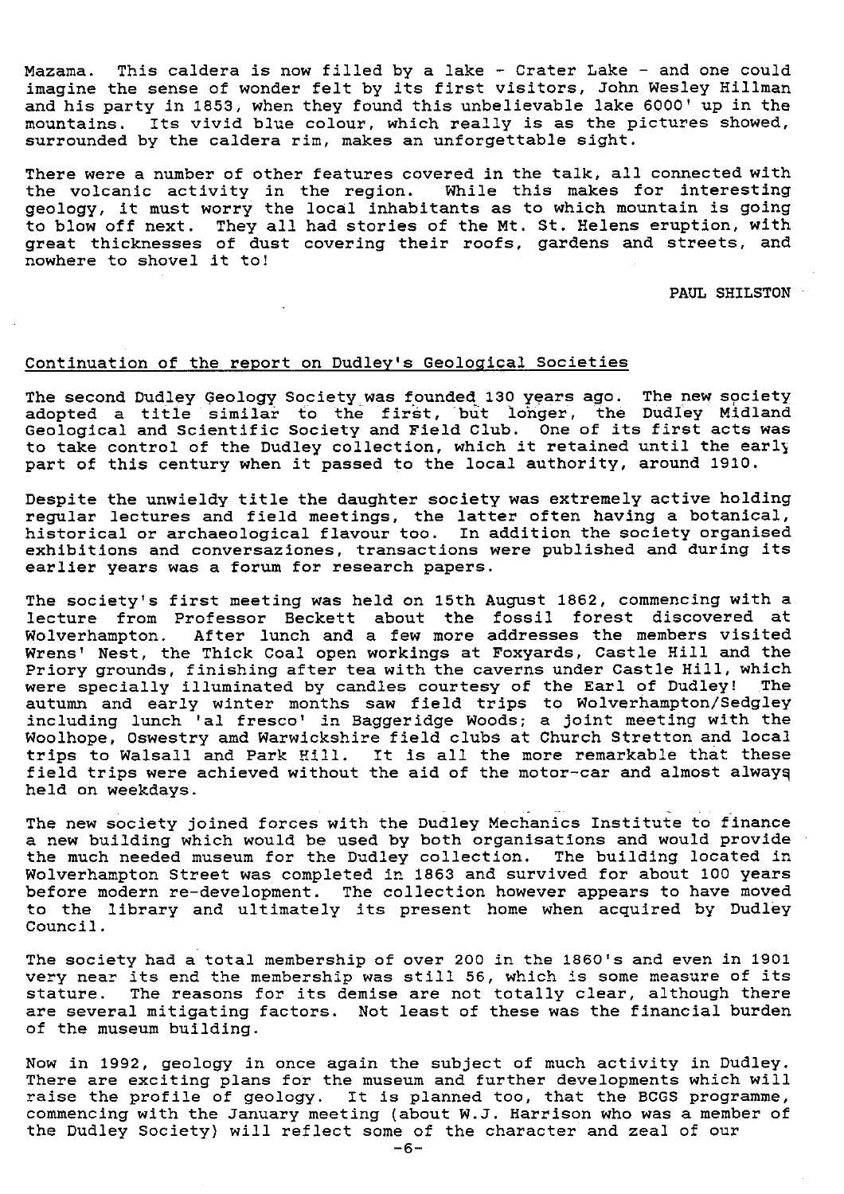Mazama. This caldera is now filled by a lake - Crater Lake - and one could imagine the sense of wonder felt by its first visitors, John Wesley Hillman and his party in 1853, when they found this unbelievable lake 6000' up in the mountains. Its vivid blue colour, which really is as the pictures showed, surrounded by the caldera rim, makes an unforgettable sight.

There were a number of other features covered in the talk, all connected with the volcanic activity in the region. While this makes for interesting geology, it must worry the local inhabitants as to which mountain is going to blow off next. They all had stories of the Mt. St. Helens eruption, with great thicknesses of dust covering their roofs, gardens and streets, and nowhere to shovel it to!

PAUL SHILSTON

<u>Continuation of the report on Dudley's Geological Societies</u>

The second Dudley Geology Society was founded 130 years ago. The new society adopted a title similar to the first, but longer, the Dudley Midland Geological and Scientific Society and Field Club. One of its first acts was to take control of the Dudley collection, which it retained until the early part of this century when it passed to the local authority, around 1910.

Despite the unwieldy title the daughter society was extremely active holding regular lectures and field meetings, the latter often having a botanical, historical or archaeological flavour too. In addition the society organised exhibitions and conversaziones, transactions were published and during its earlier years was a forum for research papers.

The society's first meeting was held on 15th August 1862, commencing with a lecture from Professor Beckett about the fossil forest discovered at Wolverhampton. After lunch and a few more addresses the members visited Wrens' Nest, the Thick Coal open workings at Foxyards, Castle Hill and the Priory grounds, finishing after tea with the caverns under Castle Hill, which were specially illuminated by candles courtesy of the Earl of Dudley! The autumn and early winter months saw field trips to Wolverhampton/Sedgley including lunch 'al fresco' in Baggeridge Woods; a joint meeting with the Woolhope, Oswestry amd Warwickshire field clubs at Church Stretton and local trips to Walsall and Park Hill. It is all the more remarkable that these field trips were achieved without the aid of the motor-car and almost always held on weekdays.

The new society joined forces with the Dudley Mechanics Institute to finance a new building which would be used by both organisations and would provide the much needed museum for the Dudley collection. The building located in Wolverhampton Street was completed in 1863 and survived for about 100 years before modern re-development. The collection however appears to have moved to the library and ultimately its present home when acquired by Dudley Council.

The society had a total membership of over 200 in the 1860's and even in 1901 very near its end the membership was still 56, which is some measure of its stature. The reasons for its demise are not totally clear, although there are several mitigating factors. Not least of these was the financial burden of the museum building.

Now in 1992, geology in once again the subject of much activity in Dudley. There are exciting plans for the museum and further developments which will raise the profile of geology. It is planned too, that the BCGS programme, commencing with the January meeting (about W.J. Harrison who was a member of the Dudley Society) will reflect some of the character and zeal of our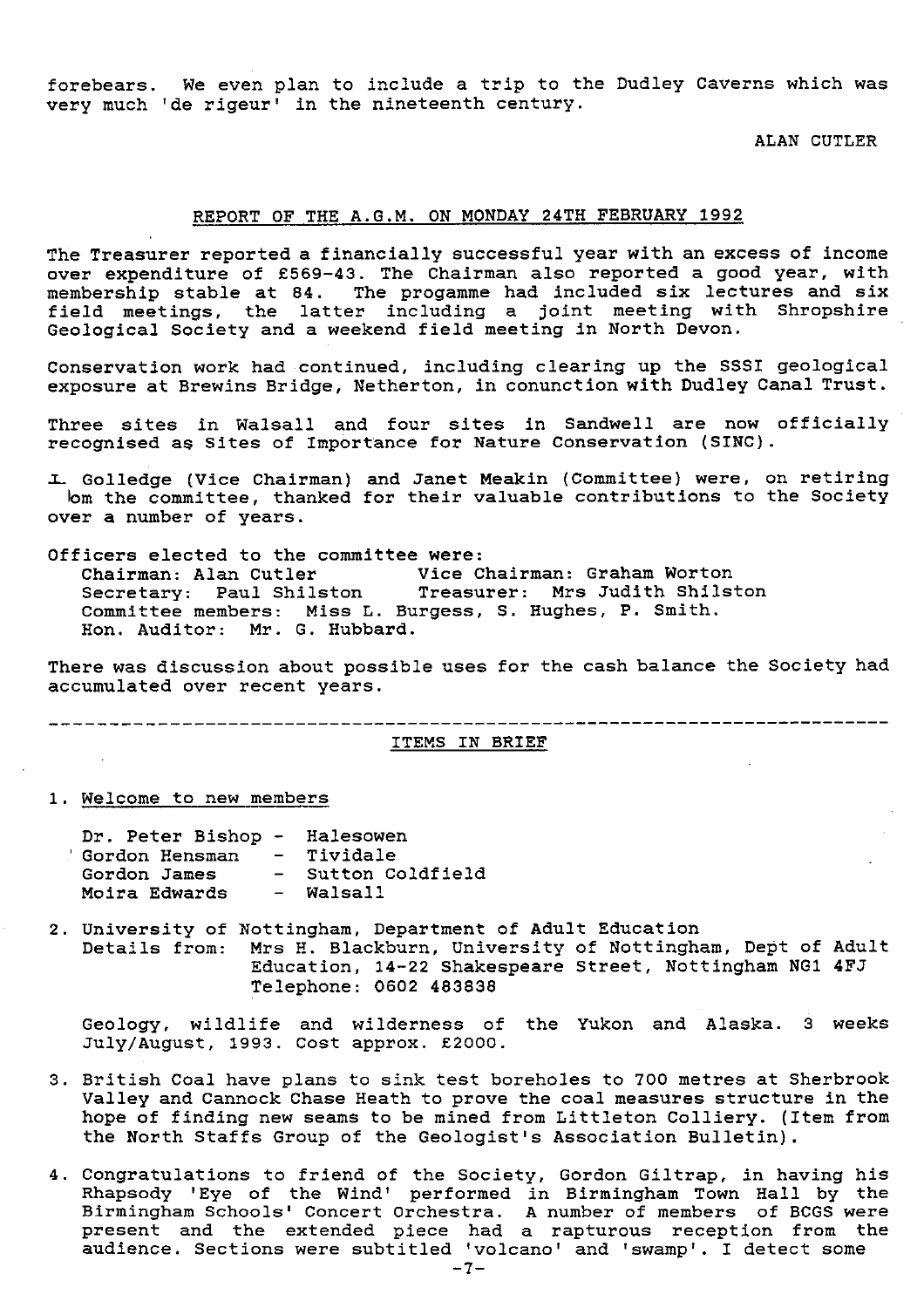forebears. We even plan to include a trip to the Dudley Caverns which was very much 'de rigeur' in the nineteenth century.

ALAN CUTLER

## REPORT OF THE A.G.M. ON MONDAY 24TH FEBRUARY 1992

The Treasurer reported a financially successful year with an excess of income over expenditure of £569-43. The Chairman also reported a good year, with membership stable at 84. The progamme had included six lectures and six field meetings, the latter including a joint meeting with Shropshire Geological Society and a weekend field meeting in North Devon.

Conservation work had continued, including clearing up the SSSI geological exposure at Brewins Bridge, Netherton, in conunction with Dudley Canal Trust.

Three sites in Walsall and four sites in Sandwell are now officially recognised as Sites of Importance for Nature Conservation (SINC).

I. Golledge (Vice Chairman) and Janet Meakin (Committee) were, on retiring lom the committee, thanked for their valuable contributions to the Society over a number of years.

Officers elected to the committee were:

Chairman: Alan Cutler Vice Chairman: Graham Worton
Secretary: Paul Shilston Treasurer: Mrs Judith Shilston
Committee members: Miss L. Burgess, S. Hughes, P. Smith.
Hon. Auditor: Mr. G. Hubbard.

There was discussion about possible uses for the cash balance the Society had accumulated over recent years.

---

## ITEMS IN BRIEF

1. Welcome to new members

   Dr. Peter Bishop - Halesowen
   Gordon Hensman - Tividale
   Gordon James - Sutton Coldfield
   Moira Edwards - Walsall

2. University of Nottingham, Department of Adult Education
   Details from: Mrs H. Blackburn, University of Nottingham, Dept of Adult Education, 14-22 Shakespeare Street, Nottingham NG1 4FJ
   Telephone: 0602 483838

   Geology, wildlife and wilderness of the Yukon and Alaska. 3 weeks July/August, 1993. Cost approx. £2000.

3. British Coal have plans to sink test boreholes to 700 metres at Sherbrook Valley and Cannock Chase Heath to prove the coal measures structure in the hope of finding new seams to be mined from Littleton Colliery. (Item from the North Staffs Group of the Geologist's Association Bulletin).

4. Congratulations to friend of the Society, Gordon Giltrap, in having his Rhapsody 'Eye of the Wind' performed in Birmingham Town Hall by the Birmingham Schools' Concert Orchestra. A number of members of BCGS were present and the extended piece had a rapturous reception from the audience. Sections were subtitled 'volcano' and 'swamp'. I detect some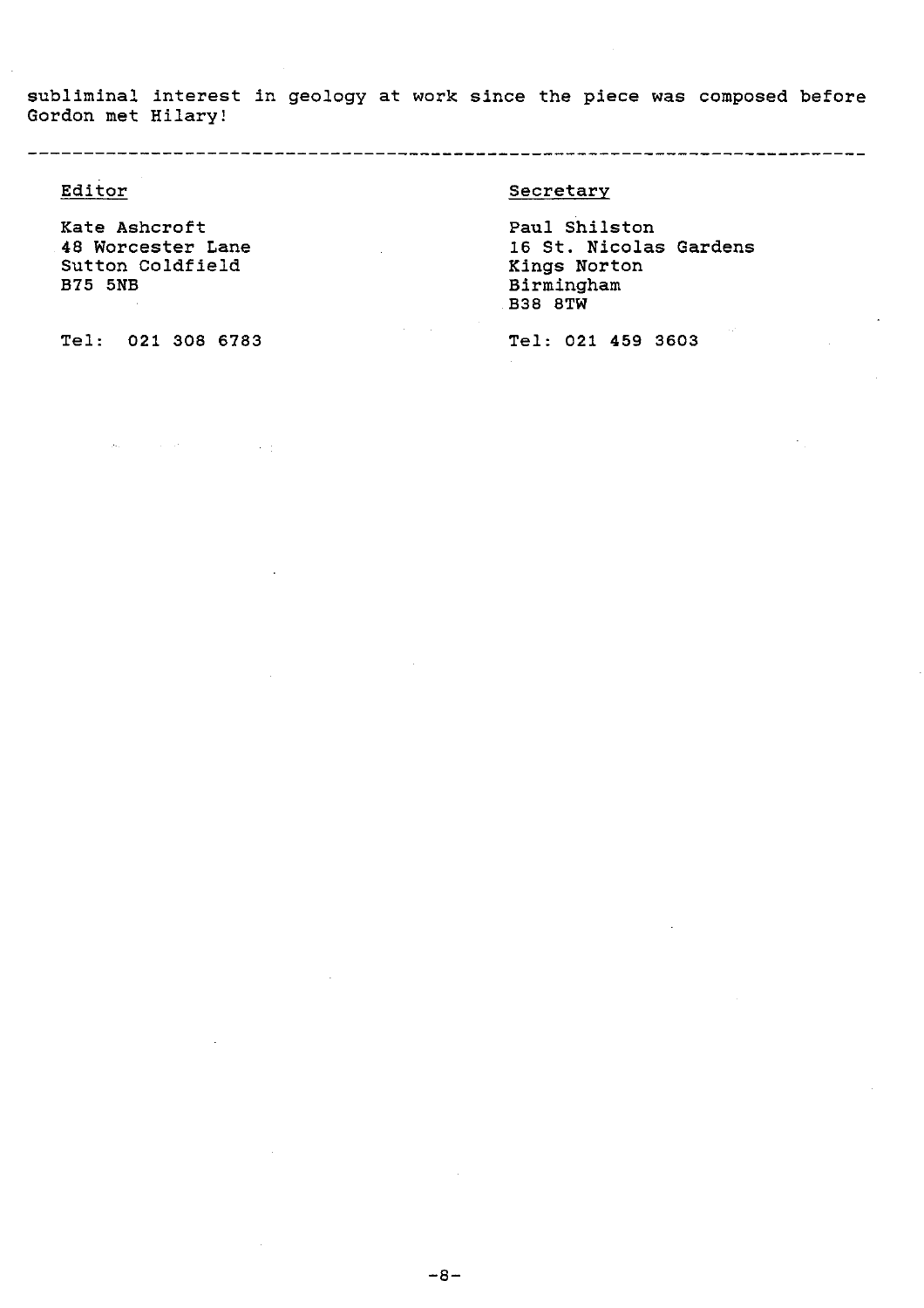subliminal interest in geology at work since the piece was composed before Gordon met Hilary!

---

<u>Editor</u>

Kate Ashcroft
48 Worcester Lane
Sutton Coldfield
B75 5NB

Tel: 021 308 6783

<u>Secretary</u>

Paul Shilston
16 St. Nicolas Gardens
Kings Norton
Birmingham
B38 8TW

Tel: 021 459 3603